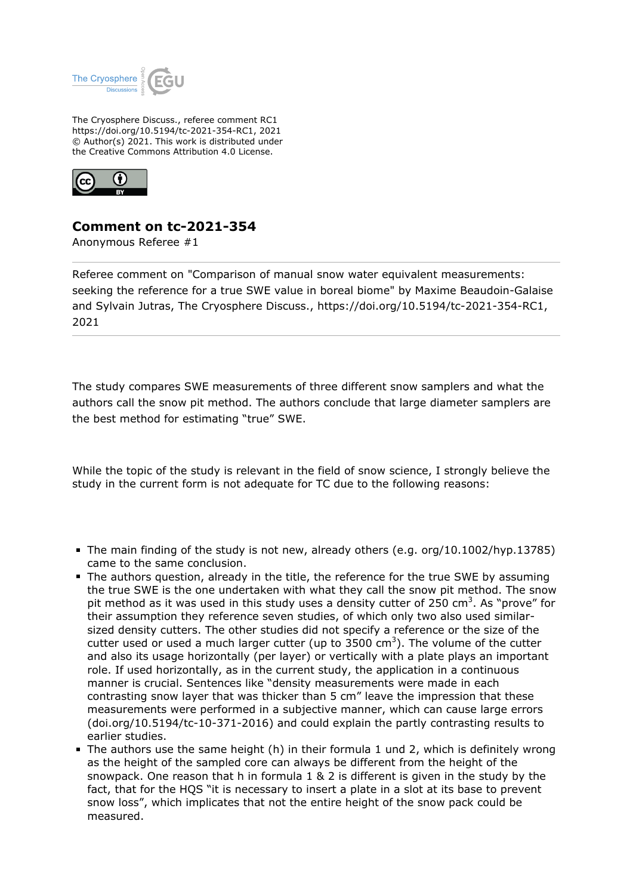The Cryosphere Discuss., referee comment RC1
https://doi.org/10.5194/tc-2021-354-RC1, 2021
© Author(s) 2021. This work is distributed under
the Creative Commons Attribution 4.0 License.

# Comment on tc-2021-354

Anonymous Referee #1

---

Referee comment on "Comparison of manual snow water equivalent measurements: seeking the reference for a true SWE value in boreal biome" by Maxime Beaudoin-Galaise and Sylvain Jutras, The Cryosphere Discuss., https://doi.org/10.5194/tc-2021-354-RC1, 2021

---

The study compares SWE measurements of three different snow samplers and what the authors call the snow pit method. The authors conclude that large diameter samplers are the best method for estimating "true" SWE.

While the topic of the study is relevant in the field of snow science, I strongly believe the study in the current form is not adequate for TC due to the following reasons:

- The main finding of the study is not new, already others (e.g. org/10.1002/hyp.13785) came to the same conclusion.
- The authors question, already in the title, the reference for the true SWE by assuming the true SWE is the one undertaken with what they call the snow pit method. The snow pit method as it was used in this study uses a density cutter of 250 $cm^3$. As "prove" for their assumption they reference seven studies, of which only two also used similar-sized density cutters. The other studies did not specify a reference or the size of the cutter used or used a much larger cutter (up to 3500 $cm^3$). The volume of the cutter and also its usage horizontally (per layer) or vertically with a plate plays an important role. If used horizontally, as in the current study, the application in a continuous manner is crucial. Sentences like "density measurements were made in each contrasting snow layer that was thicker than 5 cm" leave the impression that these measurements were performed in a subjective manner, which can cause large errors (doi.org/10.5194/tc-10-371-2016) and could explain the partly contrasting results to earlier studies.
- The authors use the same height (h) in their formula 1 und 2, which is definitely wrong as the height of the sampled core can always be different from the height of the snowpack. One reason that h in formula 1 & 2 is different is given in the study by the fact, that for the HQS "it is necessary to insert a plate in a slot at its base to prevent snow loss", which implicates that not the entire height of the snow pack could be measured.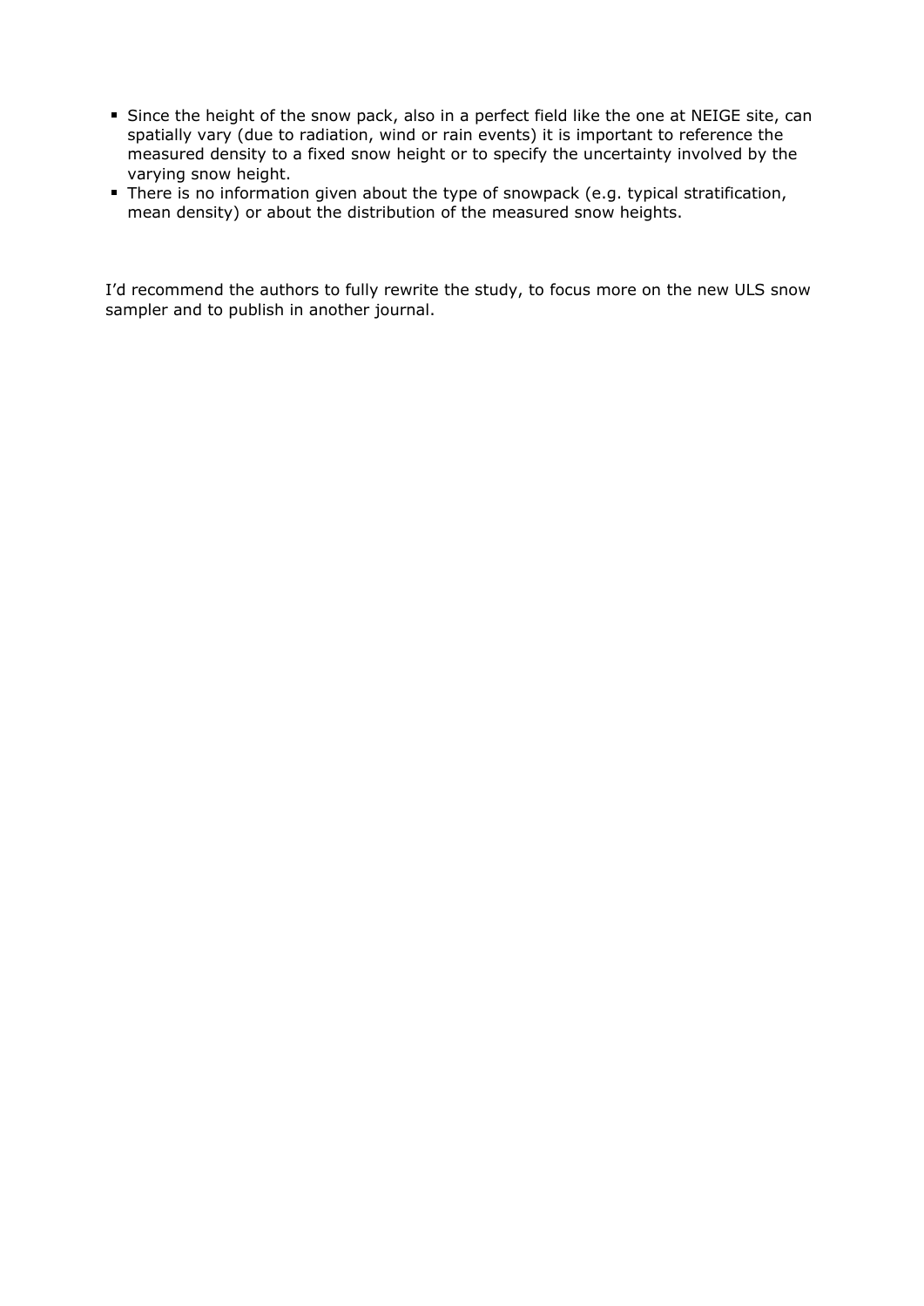- Since the height of the snow pack, also in a perfect field like the one at NEIGE site, can spatially vary (due to radiation, wind or rain events) it is important to reference the measured density to a fixed snow height or to specify the uncertainty involved by the varying snow height.
- There is no information given about the type of snowpack (e.g. typical stratification, mean density) or about the distribution of the measured snow heights.

I'd recommend the authors to fully rewrite the study, to focus more on the new ULS snow sampler and to publish in another journal.